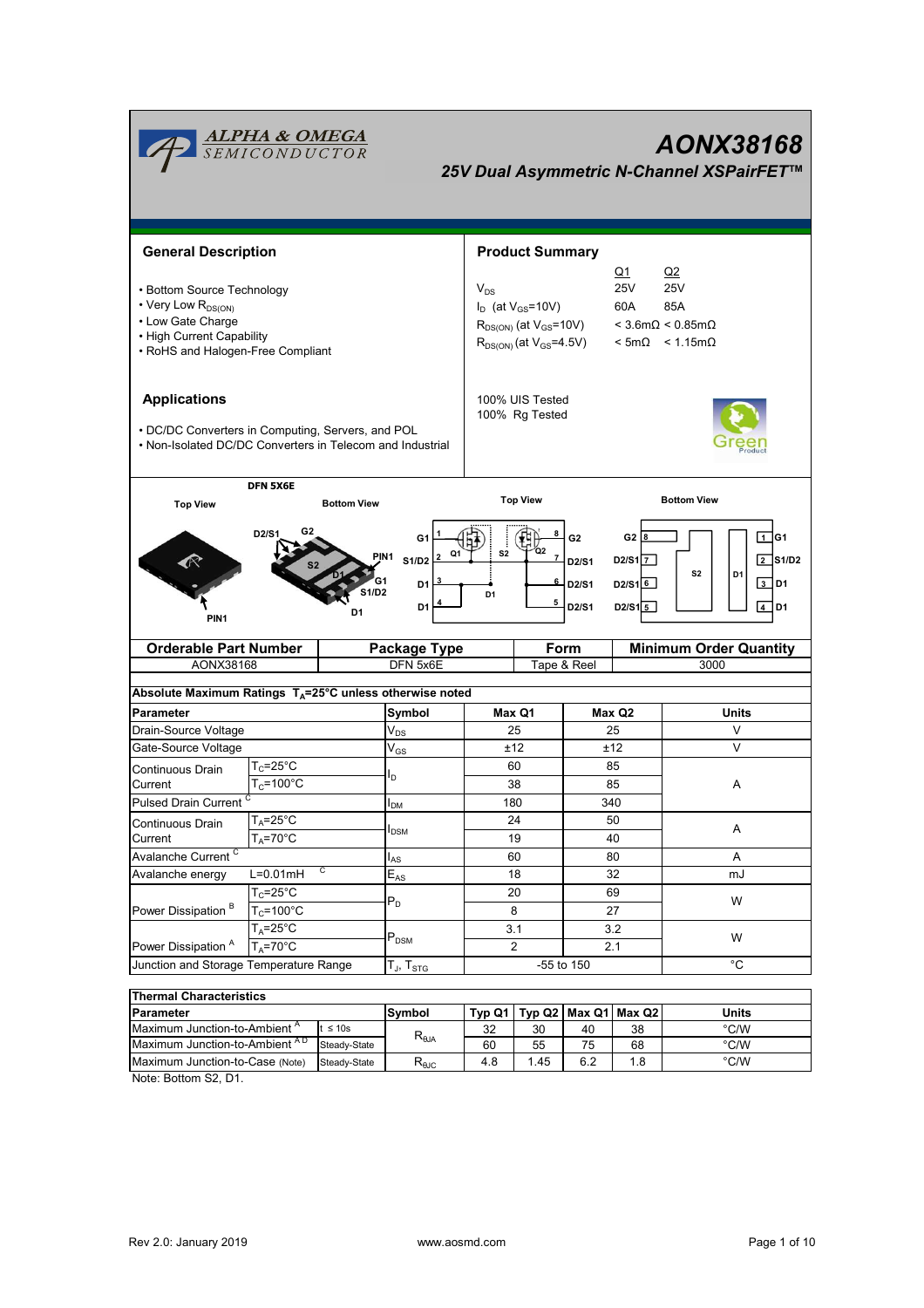ALPHA & OMEGA SEMICONDUCTOR

# AONX38168

## 25V Dual Asymmetric N-Channel XSPairFET™

## General Description

- Bottom Source Technology
- Very Low $R_{DS(ON)}$
- Low Gate Charge
- High Current Capability
- RoHS and Halogen-Free Compliant

## Product Summary

| | Q1 | Q2 |
|---|---|---|
| $V_{DS}$ | 25V | 25V |
| $I_D$ (at $V_{GS}$=10V) | 60A | 85A |
| $R_{DS(ON)}$ (at $V_{GS}$=10V) | < 3.6mΩ | < 0.85mΩ |
| $R_{DS(ON)}$ (at $V_{GS}$=4.5V) | < 5mΩ | < 1.15mΩ |

100% UIS Tested
100% Rg Tested

## Applications

- DC/DC Converters in Computing, Servers, and POL
- Non-Isolated DC/DC Converters in Telecom and Industrial

DFN 5X6E

Top View — Bottom View — Top View — Bottom View

| Orderable Part Number | Package Type | Form | Minimum Order Quantity |
|---|---|---|---|
| AONX38168 | DFN 5x6E | Tape & Reel | 3000 |

**Absolute Maximum Ratings $T_A$=25°C unless otherwise noted**

| Parameter | | Symbol | Max Q1 | Max Q2 | Units |
|---|---|---|---|---|---|
| Drain-Source Voltage | | $V_{DS}$ | 25 | 25 | V |
| Gate-Source Voltage | | $V_{GS}$ | ±12 | ±12 | V |
| Continuous Drain Current | $T_C$=25°C | $I_D$ | 60 | 85 | A |
| | $T_C$=100°C | | 38 | 85 | |
| Pulsed Drain Current [C] | | $I_{DM}$ | 180 | 340 | |
| Continuous Drain Current | $T_A$=25°C | $I_{DSM}$ | 24 | 50 | A |
| | $T_A$=70°C | | 19 | 40 | |
| Avalanche Current [C] | | $I_{AS}$ | 60 | 80 | A |
| Avalanche energy | L=0.01mH [C] | $E_{AS}$ | 18 | 32 | mJ |
| Power Dissipation [B] | $T_C$=25°C | $P_D$ | 20 | 69 | W |
| | $T_C$=100°C | | 8 | 27 | |
| Power Dissipation [A] | $T_A$=25°C | $P_{DSM}$ | 3.1 | 3.2 | W |
| | $T_A$=70°C | | 2 | 2.1 | |
| Junction and Storage Temperature Range | | $T_J$, $T_{STG}$ | -55 to 150 | | °C |

**Thermal Characteristics**

| Parameter | | Symbol | Typ Q1 | Typ Q2 | Max Q1 | Max Q2 | Units |
|---|---|---|---|---|---|---|---|
| Maximum Junction-to-Ambient [A] | t ≤ 10s | $R_{\theta JA}$ | 32 | 30 | 40 | 38 | °C/W |
| Maximum Junction-to-Ambient [A D] | Steady-State | | 60 | 55 | 75 | 68 | °C/W |
| Maximum Junction-to-Case (Note) | Steady-State | $R_{\theta JC}$ | 4.8 | 1.45 | 6.2 | 1.8 | °C/W |

Note: Bottom S2, D1.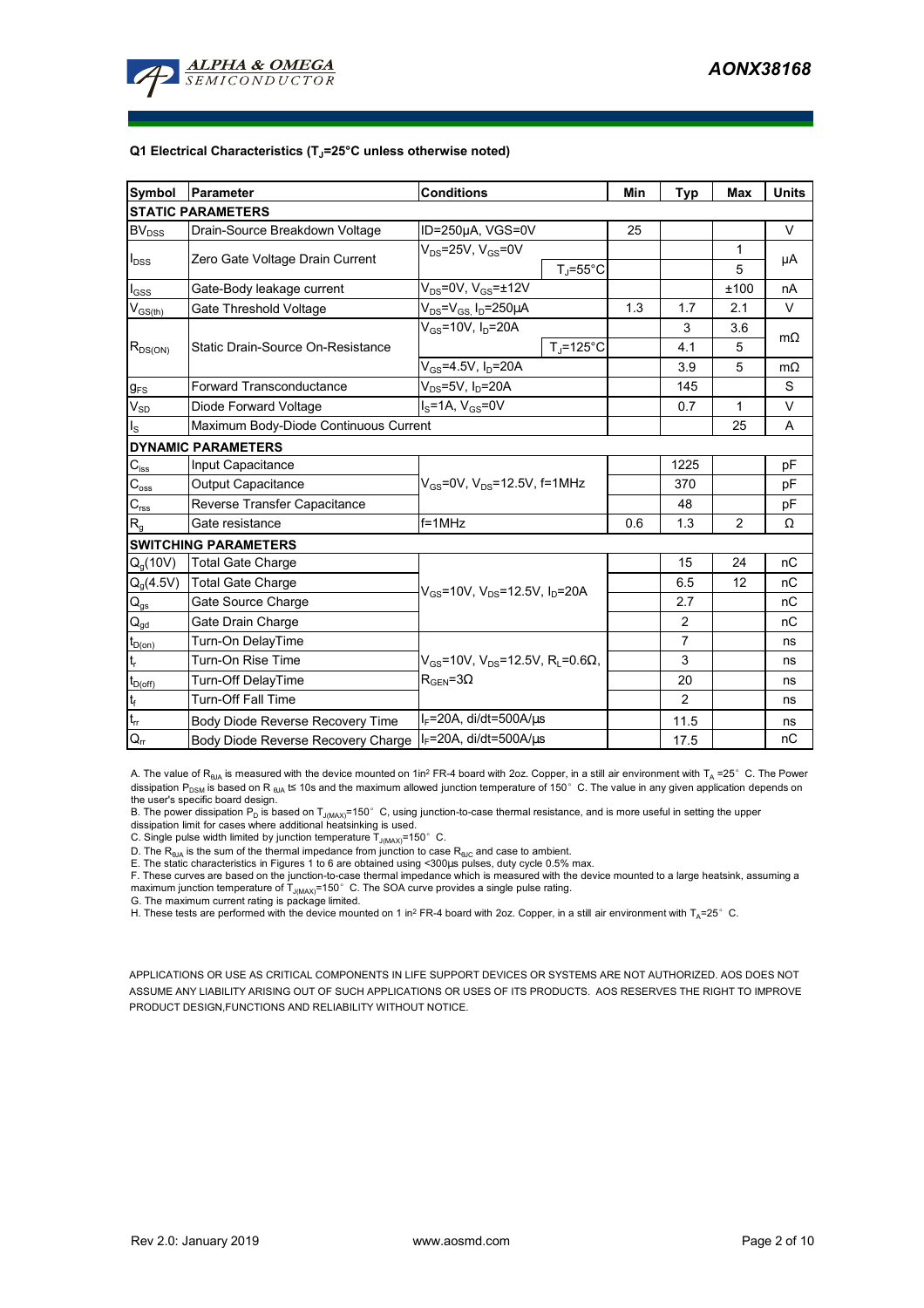**Q1 Electrical Characteristics ($T_J$=25°C unless otherwise noted)**

| Symbol | Parameter | Conditions | | Min | Typ | Max | Units |
|---|---|---|---|---|---|---|---|
| **STATIC PARAMETERS** | | | | | | | |
| $BV_{DSS}$ | Drain-Source Breakdown Voltage | ID=250µA, VGS=0V | | 25 | | | V |
| $I_{DSS}$ | Zero Gate Voltage Drain Current | $V_{DS}$=25V, $V_{GS}$=0V | | | | 1 | µA |
| | | | $T_J$=55°C | | | 5 | |
| $I_{GSS}$ | Gate-Body leakage current | $V_{DS}$=0V, $V_{GS}$=±12V | | | | ±100 | nA |
| $V_{GS(th)}$ | Gate Threshold Voltage | $V_{DS}$=$V_{GS,}$ $I_D$=250µA | | 1.3 | 1.7 | 2.1 | V |
| $R_{DS(ON)}$ | Static Drain-Source On-Resistance | $V_{GS}$=10V, $I_D$=20A | | | 3 | 3.6 | mΩ |
| | | | $T_J$=125°C | | 4.1 | 5 | |
| | | $V_{GS}$=4.5V, $I_D$=20A | | | 3.9 | 5 | mΩ |
| $g_{FS}$ | Forward Transconductance | $V_{DS}$=5V, $I_D$=20A | | | 145 | | S |
| $V_{SD}$ | Diode Forward Voltage | $I_S$=1A, $V_{GS}$=0V | | | 0.7 | 1 | V |
| $I_S$ | Maximum Body-Diode Continuous Current | | | | | 25 | A |
| **DYNAMIC PARAMETERS** | | | | | | | |
| $C_{iss}$ | Input Capacitance | $V_{GS}$=0V, $V_{DS}$=12.5V, f=1MHz | | | 1225 | | pF |
| $C_{oss}$ | Output Capacitance | | | | 370 | | pF |
| $C_{rss}$ | Reverse Transfer Capacitance | | | | 48 | | pF |
| $R_g$ | Gate resistance | f=1MHz | | 0.6 | 1.3 | 2 | Ω |
| **SWITCHING PARAMETERS** | | | | | | | |
| $Q_g$(10V) | Total Gate Charge | $V_{GS}$=10V, $V_{DS}$=12.5V, $I_D$=20A | | | 15 | 24 | nC |
| $Q_g$(4.5V) | Total Gate Charge | | | | 6.5 | 12 | nC |
| $Q_{gs}$ | Gate Source Charge | | | | 2.7 | | nC |
| $Q_{gd}$ | Gate Drain Charge | | | | 2 | | nC |
| $t_{D(on)}$ | Turn-On DelayTime | $V_{GS}$=10V, $V_{DS}$=12.5V, $R_L$=0.6Ω, $R_{GEN}$=3Ω | | | 7 | | ns |
| $t_r$ | Turn-On Rise Time | | | | 3 | | ns |
| $t_{D(off)}$ | Turn-Off DelayTime | | | | 20 | | ns |
| $t_f$ | Turn-Off Fall Time | | | | 2 | | ns |
| $t_{rr}$ | Body Diode Reverse Recovery Time | $I_F$=20A, di/dt=500A/µs | | | 11.5 | | ns |
| $Q_{rr}$ | Body Diode Reverse Recovery Charge | $I_F$=20A, di/dt=500A/µs | | | 17.5 | | nC |

A. The value of $R_{\theta JA}$ is measured with the device mounted on 1in² FR-4 board with 2oz. Copper, in a still air environment with $T_A$ =25° C. The Power dissipation $P_{DSM}$ is based on R $_{\theta JA}$ t≤ 10s and the maximum allowed junction temperature of 150° C. The value in any given application depends on the user's specific board design.

B. The power dissipation $P_D$ is based on $T_{J(MAX)}$=150° C, using junction-to-case thermal resistance, and is more useful in setting the upper dissipation limit for cases where additional heatsinking is used.

C. Single pulse width limited by junction temperature $T_{J(MAX)}$=150° C.

D. The $R_{\theta JA}$ is the sum of the thermal impedance from junction to case $R_{\theta JC}$ and case to ambient.

E. The static characteristics in Figures 1 to 6 are obtained using <300µs pulses, duty cycle 0.5% max.

F. These curves are based on the junction-to-case thermal impedance which is measured with the device mounted to a large heatsink, assuming a maximum junction temperature of $T_{J(MAX)}$=150° C. The SOA curve provides a single pulse rating.

G. The maximum current rating is package limited.

H. These tests are performed with the device mounted on 1 in² FR-4 board with 2oz. Copper, in a still air environment with $T_A$=25° C.

APPLICATIONS OR USE AS CRITICAL COMPONENTS IN LIFE SUPPORT DEVICES OR SYSTEMS ARE NOT AUTHORIZED. AOS DOES NOT ASSUME ANY LIABILITY ARISING OUT OF SUCH APPLICATIONS OR USES OF ITS PRODUCTS. AOS RESERVES THE RIGHT TO IMPROVE PRODUCT DESIGN,FUNCTIONS AND RELIABILITY WITHOUT NOTICE.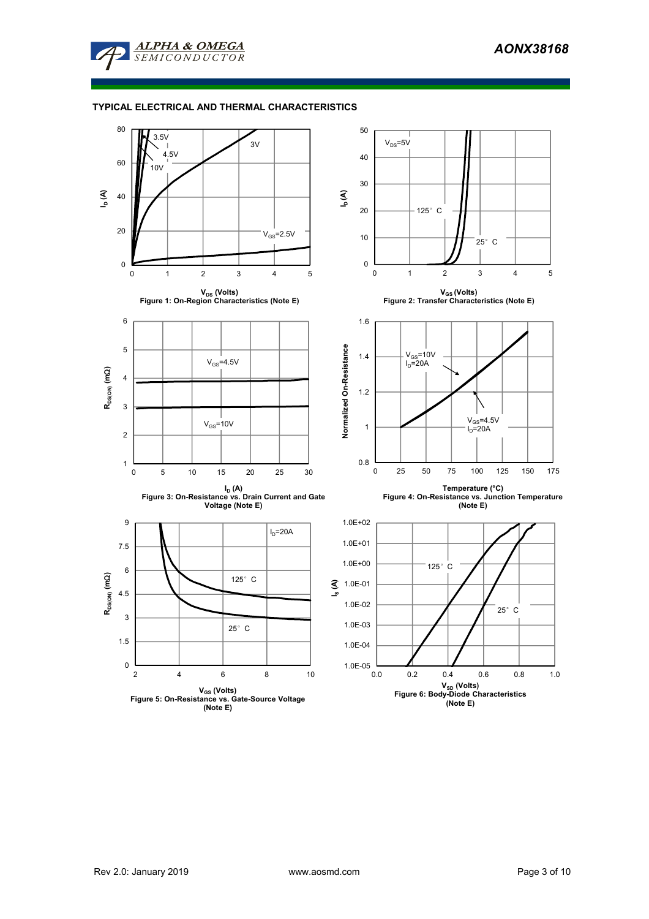## TYPICAL ELECTRICAL AND THERMAL CHARACTERISTICS

Figure 1: On-Region Characteristics (Note E)

Figure 2: Transfer Characteristics (Note E)

Figure 3: On-Resistance vs. Drain Current and Gate Voltage (Note E)

Figure 4: On-Resistance vs. Junction Temperature (Note E)

Figure 5: On-Resistance vs. Gate-Source Voltage (Note E)

Figure 6: Body-Diode Characteristics (Note E)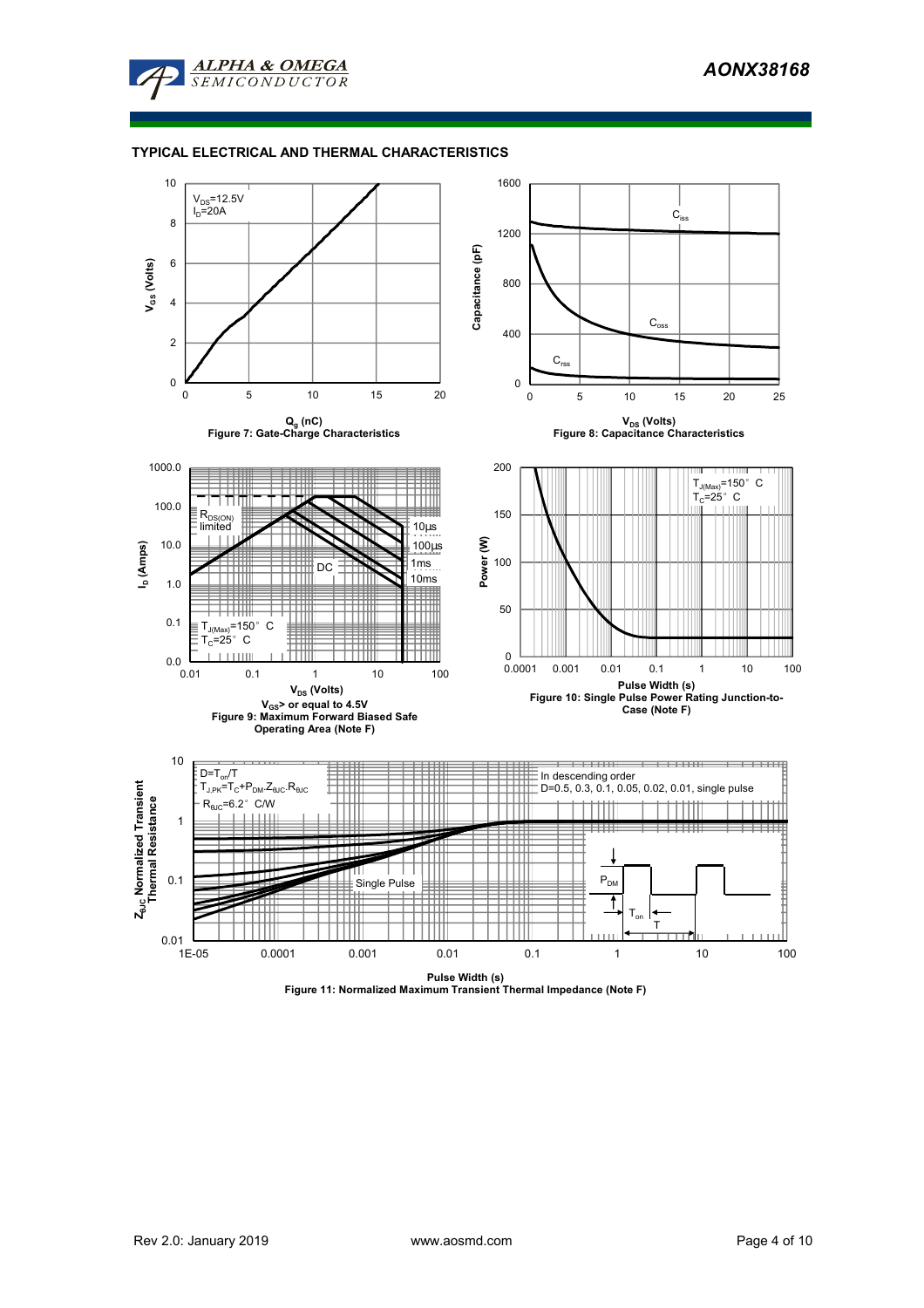## TYPICAL ELECTRICAL AND THERMAL CHARACTERISTICS

$V_{DS}$=12.5V
$I_D$=20A

$V_{GS}$ (Volts)

$Q_g$ (nC)

Figure 7: Gate-Charge Characteristics

$C_{iss}$

$C_{oss}$

$C_{rss}$

Capacitance (pF)

$V_{DS}$ (Volts)

Figure 8: Capacitance Characteristics

$R_{DS(ON)}$ limited

10µs

100µs

1ms

10ms

DC

$T_{J(Max)}$=150° C
$T_C$=25° C

$I_D$ (Amps)

$V_{DS}$ (Volts)

$V_{GS}$> or equal to 4.5V

Figure 9: Maximum Forward Biased Safe Operating Area (Note F)

$T_{J(Max)}$=150° C
$T_C$=25° C

Power (W)

Pulse Width (s)

Figure 10: Single Pulse Power Rating Junction-to-Case (Note F)

$D=T_{on}/T$
$T_{J,PK}=T_C+P_{DM}.Z_{\theta JC}.R_{\theta JC}$
$R_{\theta JC}$=6.2° C/W

In descending order
D=0.5, 0.3, 0.1, 0.05, 0.02, 0.01, single pulse

Single Pulse

$P_{DM}$

$T_{on}$

T

$Z_{\theta JC}$ Normalized Transient Thermal Resistance

Pulse Width (s)

Figure 11: Normalized Maximum Transient Thermal Impedance (Note F)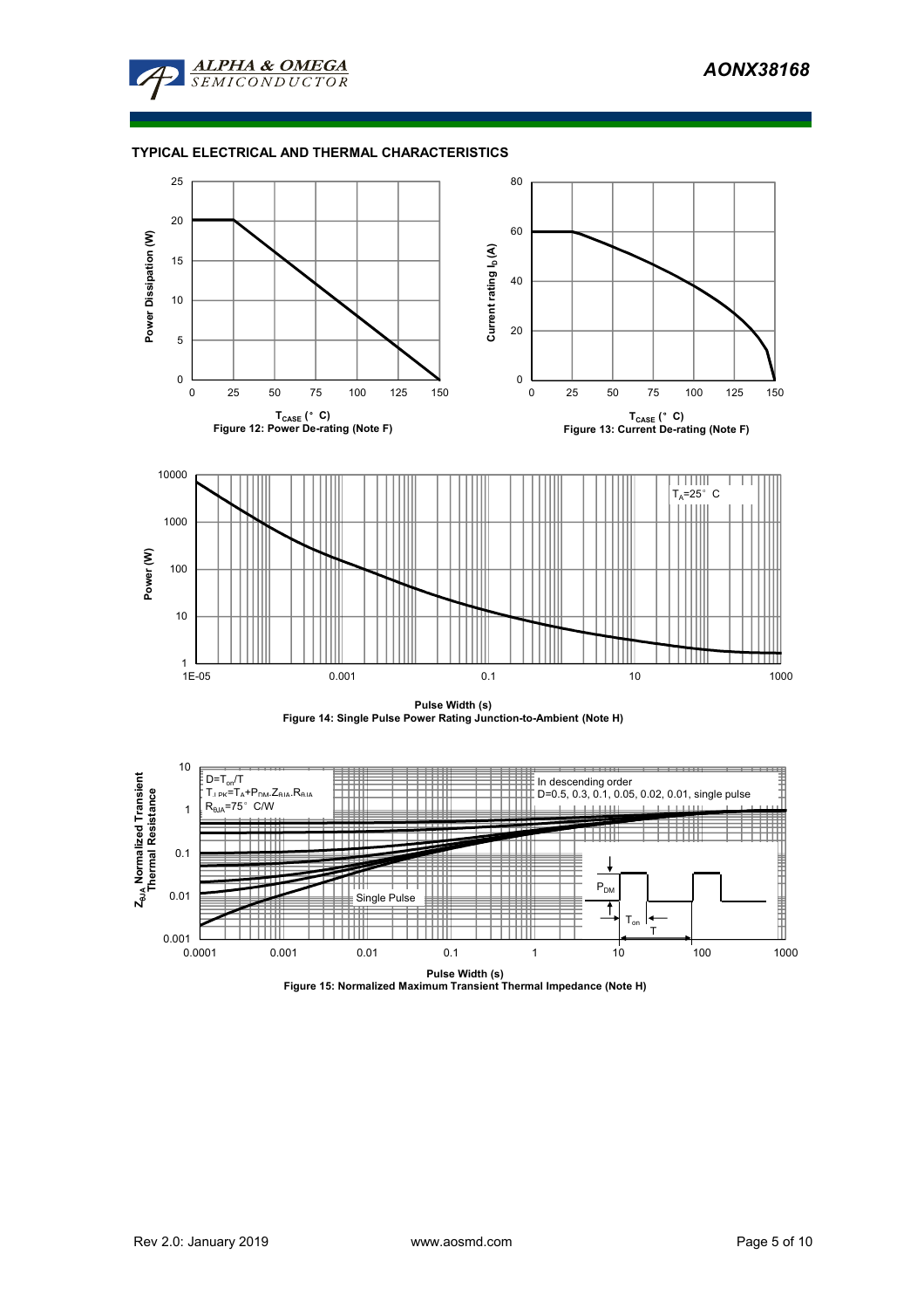## TYPICAL ELECTRICAL AND THERMAL CHARACTERISTICS

$T_{CASE}$ (°C)

Figure 12: Power De-rating (Note F)

$T_{CASE}$ (°C)

Figure 13: Current De-rating (Note F)

$T_A$=25°C

Pulse Width (s)

Figure 14: Single Pulse Power Rating Junction-to-Ambient (Note H)

$D=T_{on}/T$

$T_{J,PK}=T_A+P_{DM}.Z_{\theta JA}.R_{\theta JA}$

$R_{\theta JA}$=75°C/W

In descending order

D=0.5, 0.3, 0.1, 0.05, 0.02, 0.01, single pulse

Single Pulse

Pulse Width (s)

Figure 15: Normalized Maximum Transient Thermal Impedance (Note H)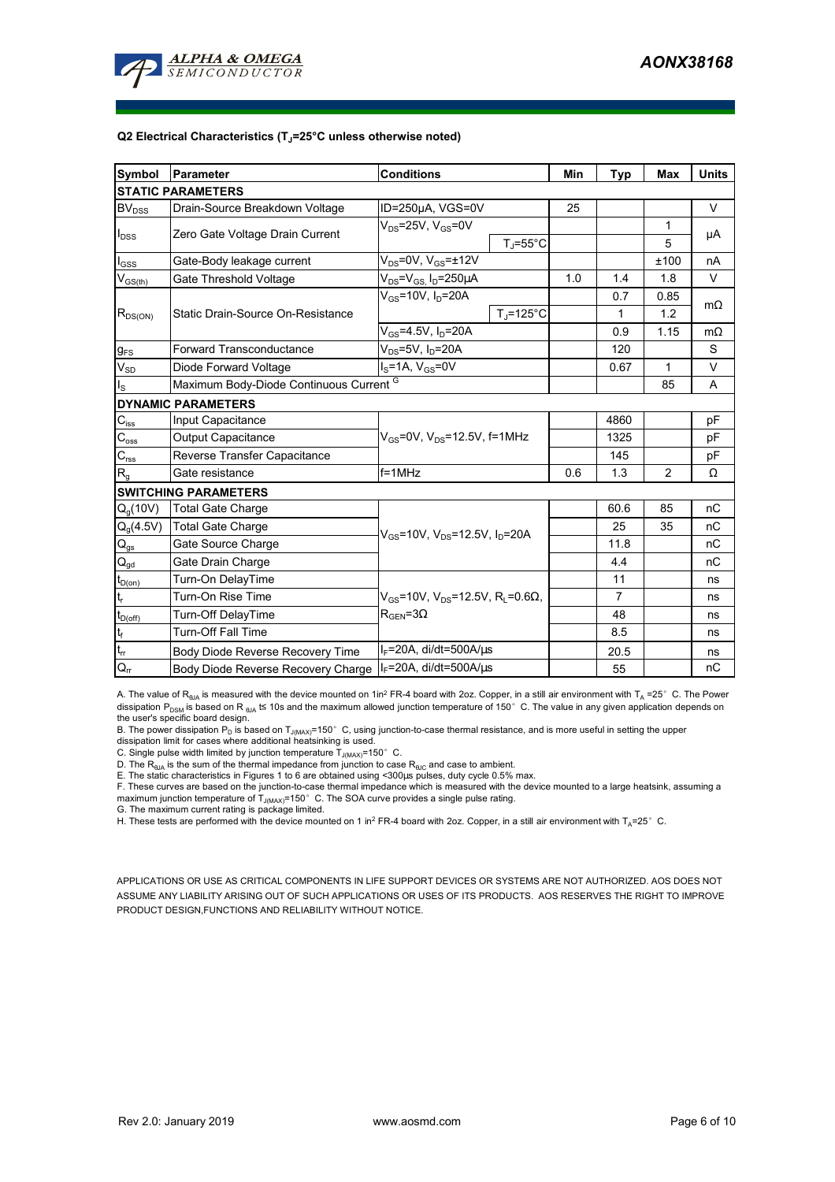#### Q2 Electrical Characteristics ($T_J$=25°C unless otherwise noted)

| Symbol | Parameter | Conditions | | Min | Typ | Max | Units |
|---|---|---|---|---|---|---|---|
| **STATIC PARAMETERS** | | | | | | | |
| $BV_{DSS}$ | Drain-Source Breakdown Voltage | ID=250µA, VGS=0V | | 25 | | | V |
| $I_{DSS}$ | Zero Gate Voltage Drain Current | $V_{DS}$=25V, $V_{GS}$=0V | | | | 1 | µA |
| | | | $T_J$=55°C | | | 5 | |
| $I_{GSS}$ | Gate-Body leakage current | $V_{DS}$=0V, $V_{GS}$=±12V | | | | ±100 | nA |
| $V_{GS(th)}$ | Gate Threshold Voltage | $V_{DS}$=$V_{GS}$, $I_D$=250µA | | 1.0 | 1.4 | 1.8 | V |
| $R_{DS(ON)}$ | Static Drain-Source On-Resistance | $V_{GS}$=10V, $I_D$=20A | | | 0.7 | 0.85 | mΩ |
| | | | $T_J$=125°C | | 1 | 1.2 | |
| | | $V_{GS}$=4.5V, $I_D$=20A | | | 0.9 | 1.15 | mΩ |
| $g_{FS}$ | Forward Transconductance | $V_{DS}$=5V, $I_D$=20A | | | 120 | | S |
| $V_{SD}$ | Diode Forward Voltage | $I_S$=1A, $V_{GS}$=0V | | | 0.67 | 1 | V |
| $I_S$ | Maximum Body-Diode Continuous Current G | | | | | 85 | A |
| **DYNAMIC PARAMETERS** | | | | | | | |
| $C_{iss}$ | Input Capacitance | $V_{GS}$=0V, $V_{DS}$=12.5V, f=1MHz | | | 4860 | | pF |
| $C_{oss}$ | Output Capacitance | | | | 1325 | | pF |
| $C_{rss}$ | Reverse Transfer Capacitance | | | | 145 | | pF |
| $R_g$ | Gate resistance | f=1MHz | | 0.6 | 1.3 | 2 | Ω |
| **SWITCHING PARAMETERS** | | | | | | | |
| $Q_g$(10V) | Total Gate Charge | $V_{GS}$=10V, $V_{DS}$=12.5V, $I_D$=20A | | | 60.6 | 85 | nC |
| $Q_g$(4.5V) | Total Gate Charge | | | | 25 | 35 | nC |
| $Q_{gs}$ | Gate Source Charge | | | | 11.8 | | nC |
| $Q_{gd}$ | Gate Drain Charge | | | | 4.4 | | nC |
| $t_{D(on)}$ | Turn-On DelayTime | $V_{GS}$=10V, $V_{DS}$=12.5V, $R_L$=0.6Ω, $R_{GEN}$=3Ω | | | 11 | | ns |
| $t_r$ | Turn-On Rise Time | | | | 7 | | ns |
| $t_{D(off)}$ | Turn-Off DelayTime | | | | 48 | | ns |
| $t_f$ | Turn-Off Fall Time | | | | 8.5 | | ns |
| $t_{rr}$ | Body Diode Reverse Recovery Time | $I_F$=20A, di/dt=500A/µs | | | 20.5 | | ns |
| $Q_{rr}$ | Body Diode Reverse Recovery Charge | $I_F$=20A, di/dt=500A/µs | | | 55 | | nC |

A. The value of $R_{\theta JA}$ is measured with the device mounted on 1in² FR-4 board with 2oz. Copper, in a still air environment with $T_A$ =25° C. The Power dissipation $P_{DSM}$ is based on R $_{\theta JA}$ t≤ 10s and the maximum allowed junction temperature of 150° C. The value in any given application depends on the user's specific board design.

B. The power dissipation $P_D$ is based on $T_{J(MAX)}$=150° C, using junction-to-case thermal resistance, and is more useful in setting the upper dissipation limit for cases where additional heatsinking is used.

C. Single pulse width limited by junction temperature $T_{J(MAX)}$=150° C.

D. The $R_{\theta JA}$ is the sum of the thermal impedance from junction to case $R_{\theta JC}$ and case to ambient.

E. The static characteristics in Figures 1 to 6 are obtained using <300µs pulses, duty cycle 0.5% max.

F. These curves are based on the junction-to-case thermal impedance which is measured with the device mounted to a large heatsink, assuming a maximum junction temperature of $T_{J(MAX)}$=150° C. The SOA curve provides a single pulse rating.

G. The maximum current rating is package limited.

H. These tests are performed with the device mounted on 1 in² FR-4 board with 2oz. Copper, in a still air environment with $T_A$=25° C.

APPLICATIONS OR USE AS CRITICAL COMPONENTS IN LIFE SUPPORT DEVICES OR SYSTEMS ARE NOT AUTHORIZED. AOS DOES NOT ASSUME ANY LIABILITY ARISING OUT OF SUCH APPLICATIONS OR USES OF ITS PRODUCTS. AOS RESERVES THE RIGHT TO IMPROVE PRODUCT DESIGN,FUNCTIONS AND RELIABILITY WITHOUT NOTICE.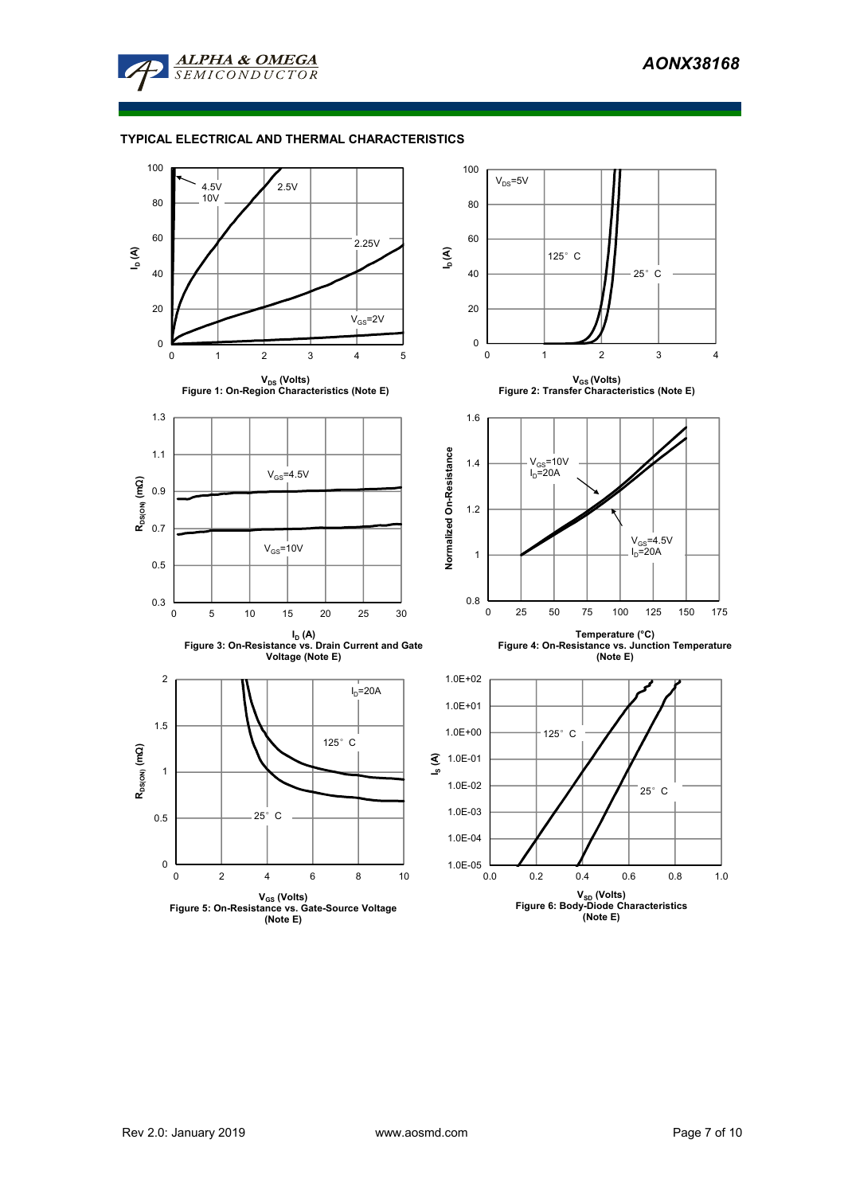## TYPICAL ELECTRICAL AND THERMAL CHARACTERISTICS

Figure 1: On-Region Characteristics (Note E)

Figure 2: Transfer Characteristics (Note E)

Figure 3: On-Resistance vs. Drain Current and Gate Voltage (Note E)

Figure 4: On-Resistance vs. Junction Temperature (Note E)

Figure 5: On-Resistance vs. Gate-Source Voltage (Note E)

Figure 6: Body-Diode Characteristics (Note E)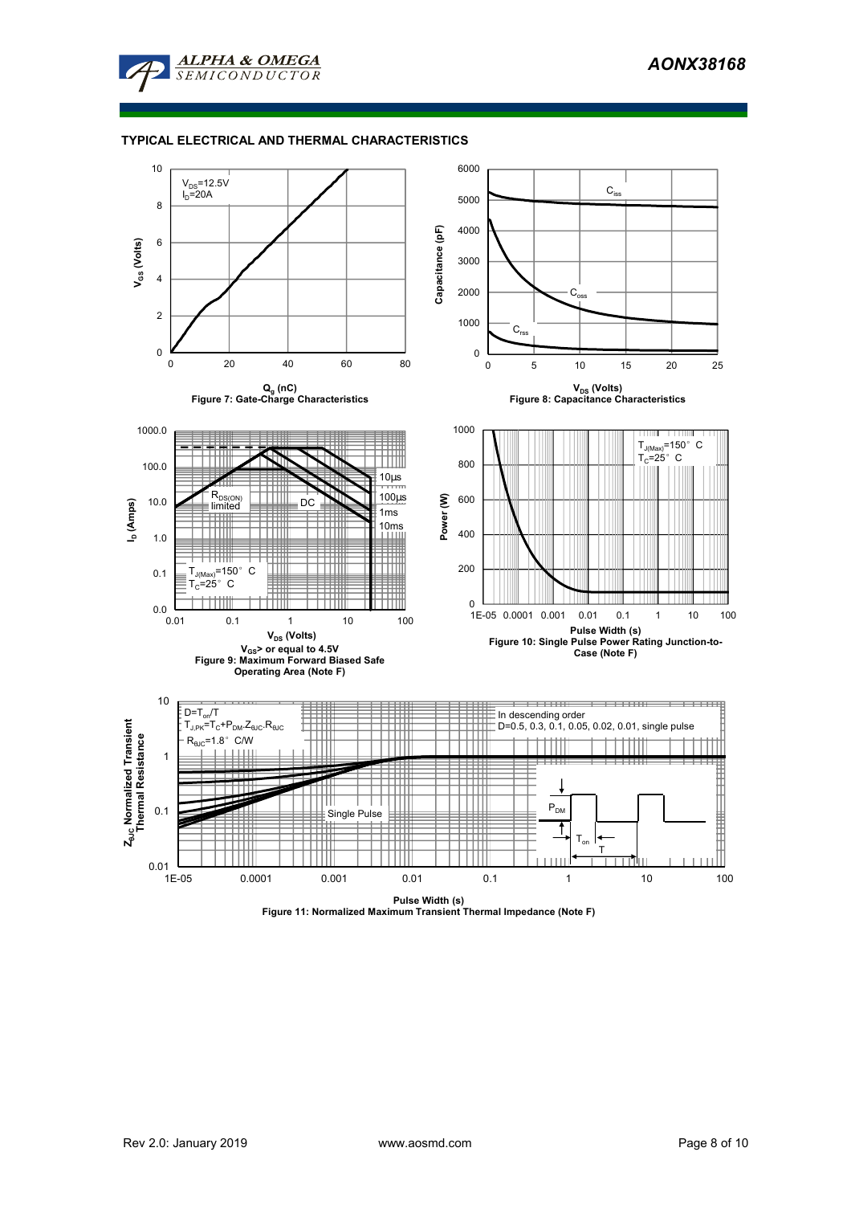## TYPICAL ELECTRICAL AND THERMAL CHARACTERISTICS

$V_{DS}$=12.5V
$I_D$=20A

$V_{GS}$ (Volts)

$Q_g$ (nC)

Figure 7: Gate-Charge Characteristics

$C_{iss}$

$C_{oss}$

$C_{rss}$

Capacitance (pF)

$V_{DS}$ (Volts)

Figure 8: Capacitance Characteristics

$R_{DS(ON)}$ limited

DC

10µs

100µs

1ms

10ms

$T_{J(Max)}$=150° C
$T_C$=25° C

$I_D$ (Amps)

$V_{DS}$ (Volts)

$V_{GS}$> or equal to 4.5V

Figure 9: Maximum Forward Biased Safe Operating Area (Note F)

$T_{J(Max)}$=150° C
$T_C$=25° C

Power (W)

Pulse Width (s)

Figure 10: Single Pulse Power Rating Junction-to-Case (Note F)

D=$T_{on}$/T
$T_{J,PK}$=$T_C$+$P_{DM}$.$Z_{\theta JC}$.$R_{\theta JC}$
$R_{\theta JC}$=1.8° C/W

In descending order
D=0.5, 0.3, 0.1, 0.05, 0.02, 0.01, single pulse

Single Pulse

$P_{DM}$

$T_{on}$

T

$Z_{\theta JC}$ Normalized Transient Thermal Resistance

Pulse Width (s)

Figure 11: Normalized Maximum Transient Thermal Impedance (Note F)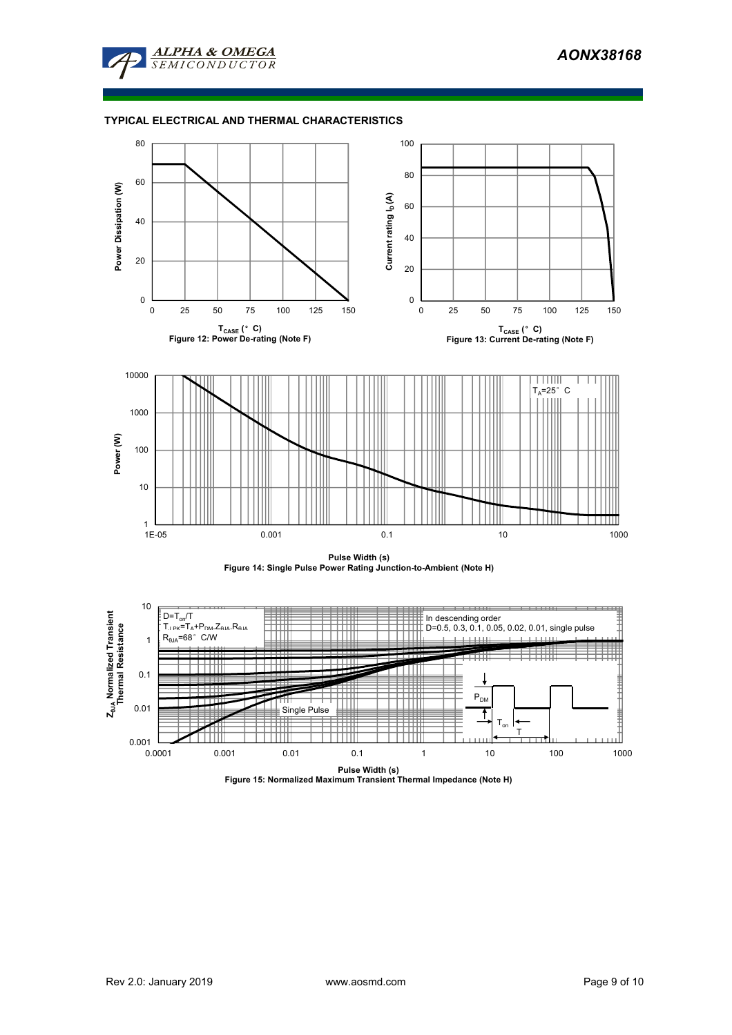## TYPICAL ELECTRICAL AND THERMAL CHARACTERISTICS

Power Dissipation (W)

$T_{CASE}$ (°C)

Figure 12: Power De-rating (Note F)

Current rating $I_D$ (A)

$T_{CASE}$ (°C)

Figure 13: Current De-rating (Note F)

$T_A$=25°C

Power (W)

Pulse Width (s)

Figure 14: Single Pulse Power Rating Junction-to-Ambient (Note H)

D=$T_{on}$/T

$T_{J,PK}$=$T_A$+$P_{DM}$.$Z_{\theta JA}$.$R_{\theta JA}$

$R_{\theta JA}$=68°C/W

In descending order

D=0.5, 0.3, 0.1, 0.05, 0.02, 0.01, single pulse

Single Pulse

$P_{DM}$

$T_{on}$

T

$Z_{\theta JA}$ Normalized Transient Thermal Resistance

Pulse Width (s)

Figure 15: Normalized Maximum Transient Thermal Impedance (Note H)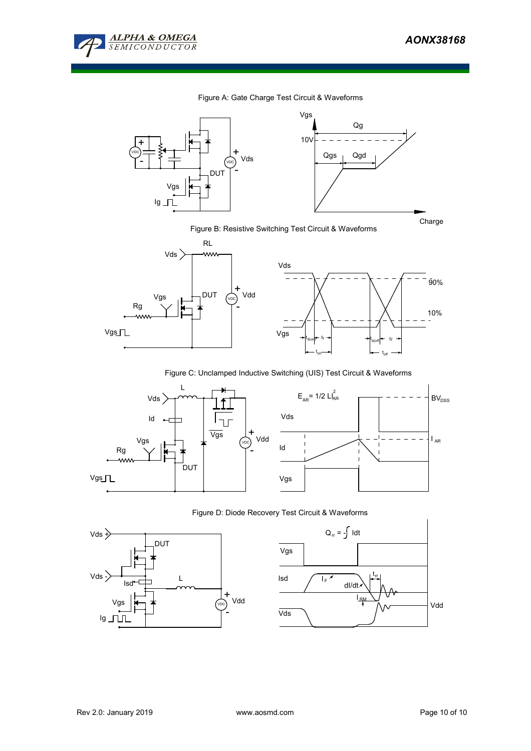Figure A: Gate Charge Test Circuit & Waveforms

VDC

Vgs

Ig

DUT

Vds

Vgs

Qg

10V

Qgs

Qgd

Charge

Figure B: Resistive Switching Test Circuit & Waveforms

RL

Vds

Vgs

Rg

Vgs

DUT

VDC

Vdd

Vds

Vgs

90%

10%

$t_{d(on)}$

$t_r$

$t_{on}$

$t_{d(off)}$

$t_f$

$t_{off}$

Figure C: Unclamped Inductive Switching (UIS) Test Circuit & Waveforms

L

Vds

Id

Vgs

Rg

Vgs

DUT

Vgs

VDC

Vdd

$E_{AR} = 1/2\ LI_{AR}^2$

$BV_{DSS}$

Vds

Id

$I_{AR}$

Vgs

Figure D: Diode Recovery Test Circuit & Waveforms

Vds +

DUT

Vds -

Isd

L

Vgs

Ig

VDC

Vdd

$Q_{rr} = -\int Idt$

Vgs

Isd

$I_F$

dI/dt

$t_{rr}$

$I_{RM}$

Vds

Vdd